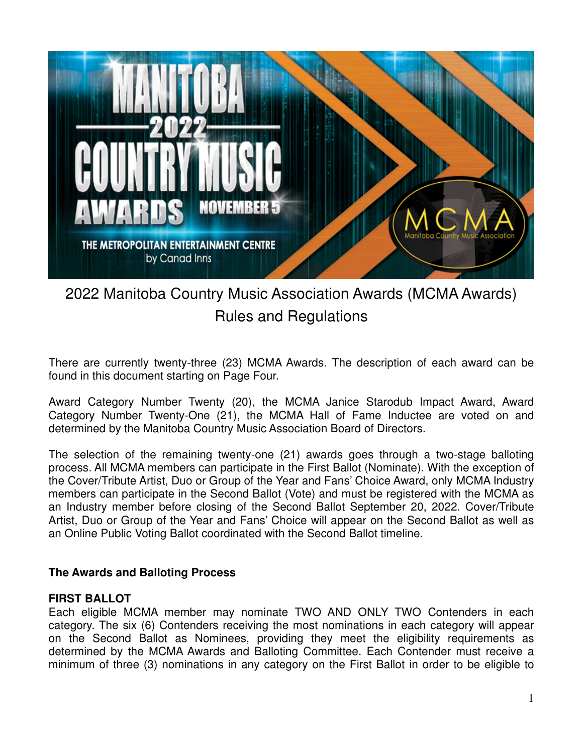# 2022 Manitoba Country Music Association Awards (MCMA Awards) Rules and Regulations

There are currently twenty-three (23) MCMA Awards. The description of each award can be found in this document starting on Page Four.

Award Category Number Twenty (20), the MCMA Janice Starodub Impact Award, Award Category Number Twenty-One (21), the MCMA Hall of Fame Inductee are voted on and determined by the Manitoba Country Music Association Board of Directors.

The selection of the remaining twenty-one (21) awards goes through a two-stage balloting process. All MCMA members can participate in the First Ballot (Nominate). With the exception of the Cover/Tribute Artist, Duo or Group of the Year and Fans' Choice Award, only MCMA Industry members can participate in the Second Ballot (Vote) and must be registered with the MCMA as an Industry member before closing of the Second Ballot September 20, 2022. Cover/Tribute Artist, Duo or Group of the Year and Fans' Choice will appear on the Second Ballot as well as an Online Public Voting Ballot coordinated with the Second Ballot timeline.

## The Awards and Balloting Process

### FIRST BALLOT

Each eligible MCMA member may nominate TWO AND ONLY TWO Contenders in each category. The six (6) Contenders receiving the most nominations in each category will appear on the Second Ballot as Nominees, providing they meet the eligibility requirements as determined by the MCMA Awards and Balloting Committee. Each Contender must receive a minimum of three (3) nominations in any category on the First Ballot in order to be eligible to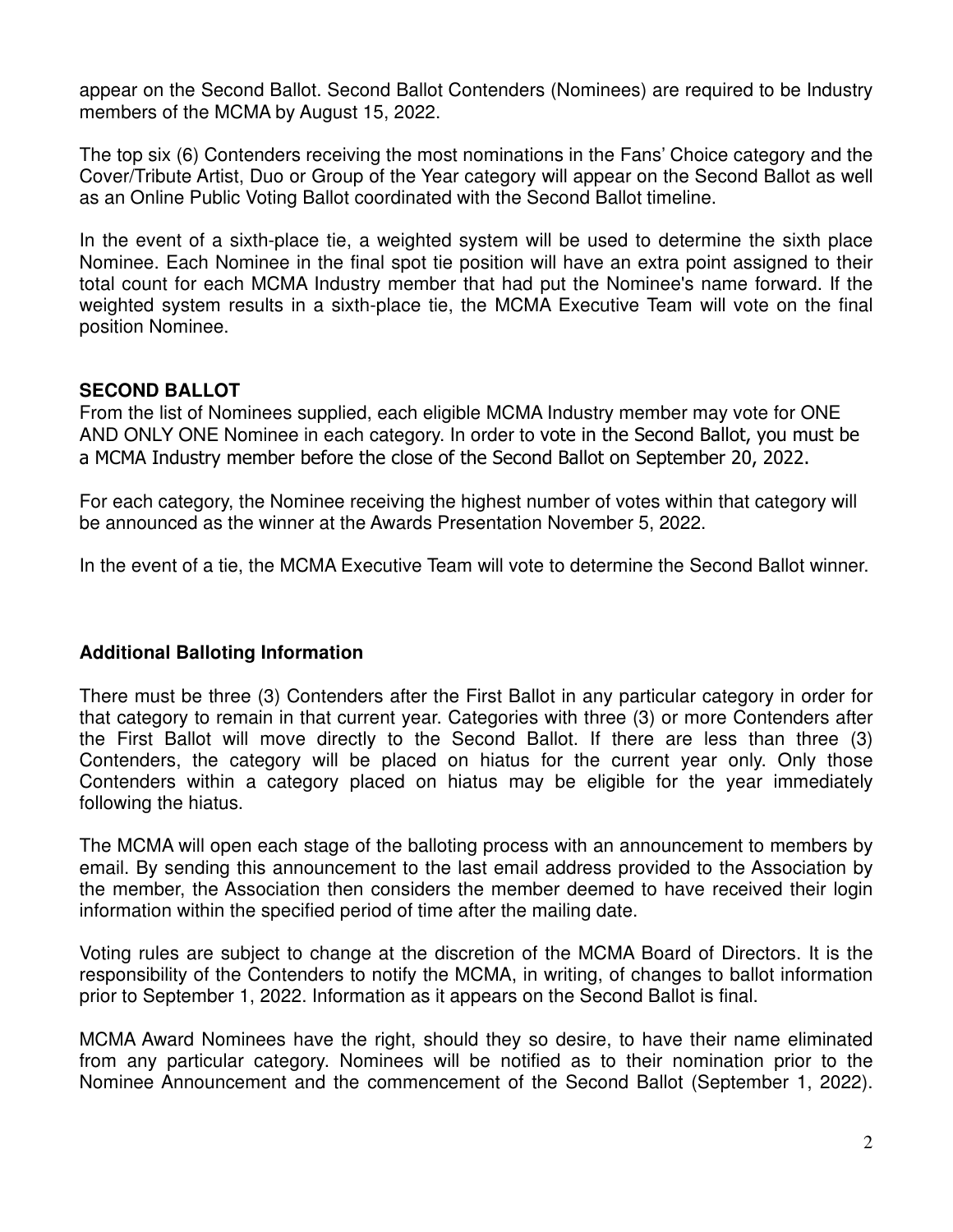appear on the Second Ballot. Second Ballot Contenders (Nominees) are required to be Industry members of the MCMA by August 15, 2022.

The top six (6) Contenders receiving the most nominations in the Fans' Choice category and the Cover/Tribute Artist, Duo or Group of the Year category will appear on the Second Ballot as well as an Online Public Voting Ballot coordinated with the Second Ballot timeline.

In the event of a sixth-place tie, a weighted system will be used to determine the sixth place Nominee. Each Nominee in the final spot tie position will have an extra point assigned to their total count for each MCMA Industry member that had put the Nominee's name forward. If the weighted system results in a sixth-place tie, the MCMA Executive Team will vote on the final position Nominee.

**SECOND BALLOT**

From the list of Nominees supplied, each eligible MCMA Industry member may vote for ONE AND ONLY ONE Nominee in each category. In order to vote in the Second Ballot, you must be a MCMA Industry member before the close of the Second Ballot on September 20, 2022.

For each category, the Nominee receiving the highest number of votes within that category will be announced as the winner at the Awards Presentation November 5, 2022.

In the event of a tie, the MCMA Executive Team will vote to determine the Second Ballot winner.

**Additional Balloting Information**

There must be three (3) Contenders after the First Ballot in any particular category in order for that category to remain in that current year. Categories with three (3) or more Contenders after the First Ballot will move directly to the Second Ballot. If there are less than three (3) Contenders, the category will be placed on hiatus for the current year only. Only those Contenders within a category placed on hiatus may be eligible for the year immediately following the hiatus.

The MCMA will open each stage of the balloting process with an announcement to members by email. By sending this announcement to the last email address provided to the Association by the member, the Association then considers the member deemed to have received their login information within the specified period of time after the mailing date.

Voting rules are subject to change at the discretion of the MCMA Board of Directors. It is the responsibility of the Contenders to notify the MCMA, in writing, of changes to ballot information prior to September 1, 2022. Information as it appears on the Second Ballot is final.

MCMA Award Nominees have the right, should they so desire, to have their name eliminated from any particular category. Nominees will be notified as to their nomination prior to the Nominee Announcement and the commencement of the Second Ballot (September 1, 2022).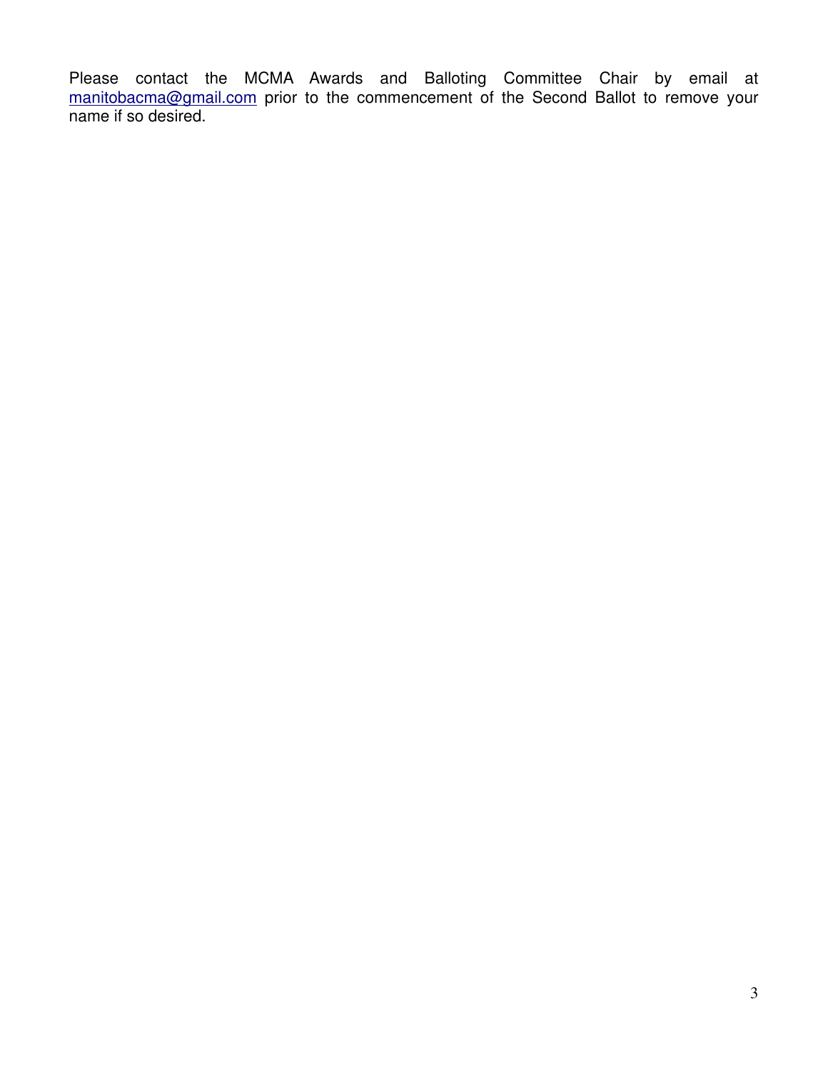Please contact the MCMA Awards and Balloting Committee Chair by email at manitobacma@gmail.com prior to the commencement of the Second Ballot to remove your name if so desired.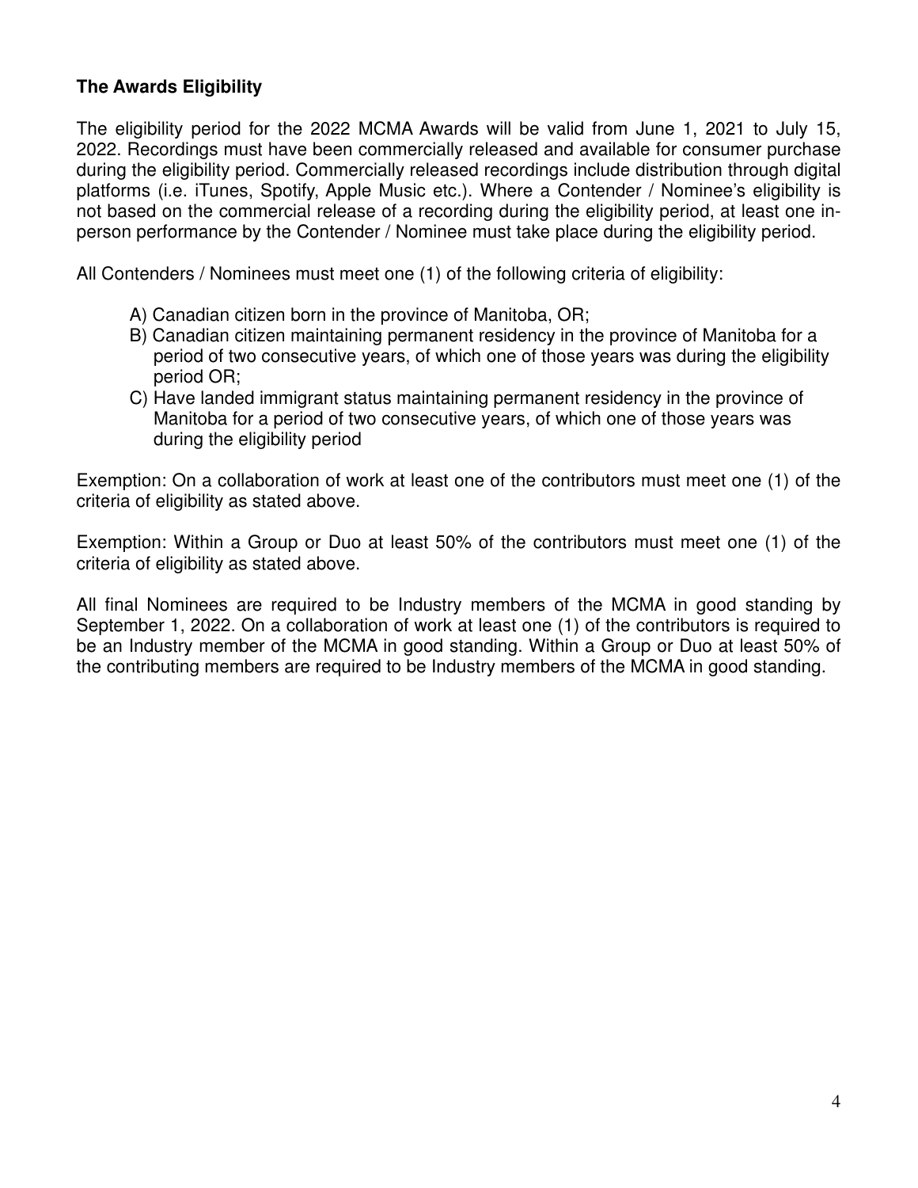**The Awards Eligibility**

The eligibility period for the 2022 MCMA Awards will be valid from June 1, 2021 to July 15, 2022. Recordings must have been commercially released and available for consumer purchase during the eligibility period. Commercially released recordings include distribution through digital platforms (i.e. iTunes, Spotify, Apple Music etc.). Where a Contender / Nominee's eligibility is not based on the commercial release of a recording during the eligibility period, at least one in-person performance by the Contender / Nominee must take place during the eligibility period.

All Contenders / Nominees must meet one (1) of the following criteria of eligibility:

A) Canadian citizen born in the province of Manitoba, OR;
B) Canadian citizen maintaining permanent residency in the province of Manitoba for a period of two consecutive years, of which one of those years was during the eligibility period OR;
C) Have landed immigrant status maintaining permanent residency in the province of Manitoba for a period of two consecutive years, of which one of those years was during the eligibility period

Exemption: On a collaboration of work at least one of the contributors must meet one (1) of the criteria of eligibility as stated above.

Exemption: Within a Group or Duo at least 50% of the contributors must meet one (1) of the criteria of eligibility as stated above.

All final Nominees are required to be Industry members of the MCMA in good standing by September 1, 2022. On a collaboration of work at least one (1) of the contributors is required to be an Industry member of the MCMA in good standing. Within a Group or Duo at least 50% of the contributing members are required to be Industry members of the MCMA in good standing.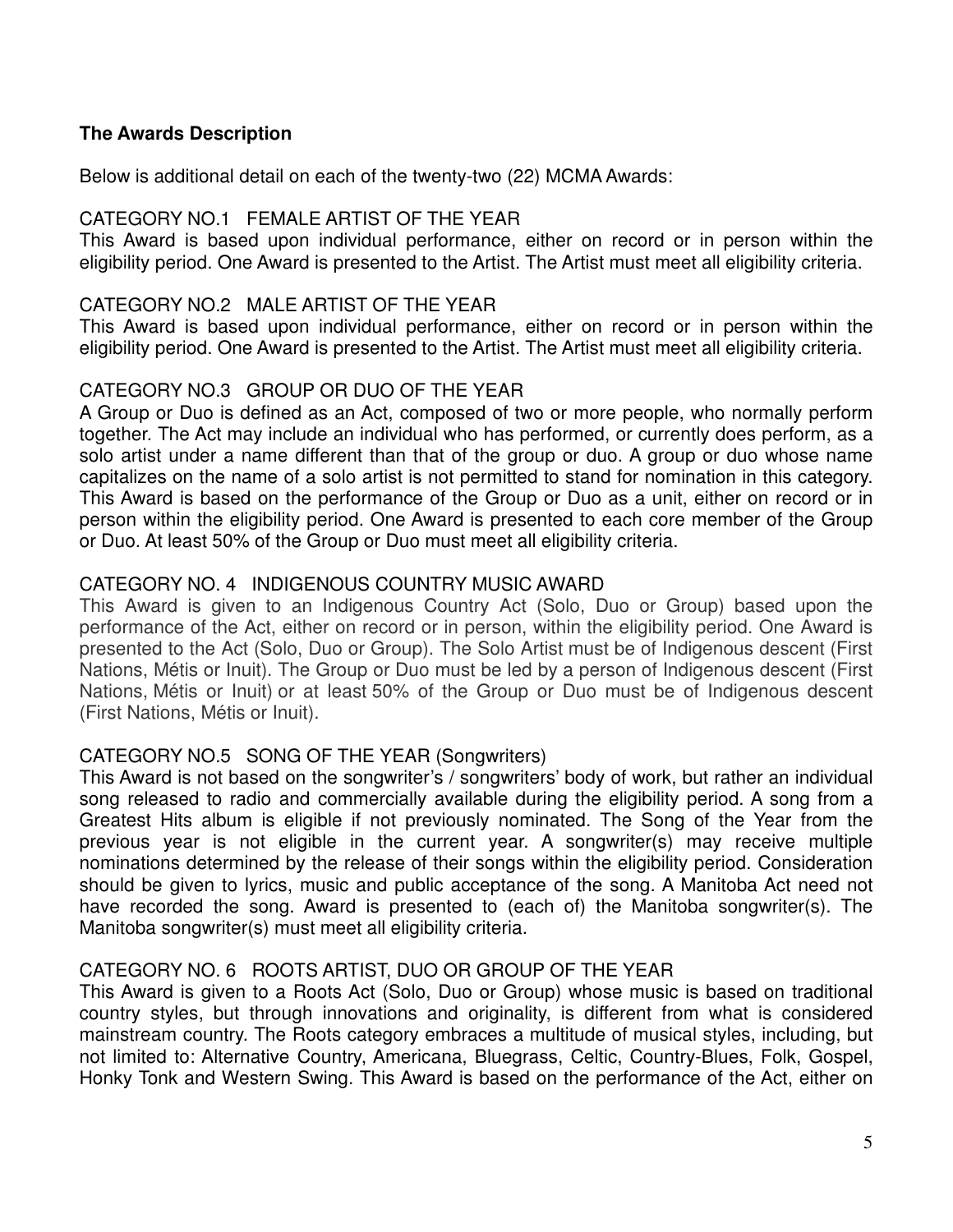**The Awards Description**

Below is additional detail on each of the twenty-two (22) MCMA Awards:

### CATEGORY NO.1 FEMALE ARTIST OF THE YEAR

This Award is based upon individual performance, either on record or in person within the eligibility period. One Award is presented to the Artist. The Artist must meet all eligibility criteria.

### CATEGORY NO.2 MALE ARTIST OF THE YEAR

This Award is based upon individual performance, either on record or in person within the eligibility period. One Award is presented to the Artist. The Artist must meet all eligibility criteria.

### CATEGORY NO.3 GROUP OR DUO OF THE YEAR

A Group or Duo is defined as an Act, composed of two or more people, who normally perform together. The Act may include an individual who has performed, or currently does perform, as a solo artist under a name different than that of the group or duo. A group or duo whose name capitalizes on the name of a solo artist is not permitted to stand for nomination in this category. This Award is based on the performance of the Group or Duo as a unit, either on record or in person within the eligibility period. One Award is presented to each core member of the Group or Duo. At least 50% of the Group or Duo must meet all eligibility criteria.

### CATEGORY NO. 4 INDIGENOUS COUNTRY MUSIC AWARD

This Award is given to an Indigenous Country Act (Solo, Duo or Group) based upon the performance of the Act, either on record or in person, within the eligibility period. One Award is presented to the Act (Solo, Duo or Group). The Solo Artist must be of Indigenous descent (First Nations, Métis or Inuit). The Group or Duo must be led by a person of Indigenous descent (First Nations, Métis or Inuit) or at least 50% of the Group or Duo must be of Indigenous descent (First Nations, Métis or Inuit).

### CATEGORY NO.5 SONG OF THE YEAR (Songwriters)

This Award is not based on the songwriter's / songwriters' body of work, but rather an individual song released to radio and commercially available during the eligibility period. A song from a Greatest Hits album is eligible if not previously nominated. The Song of the Year from the previous year is not eligible in the current year. A songwriter(s) may receive multiple nominations determined by the release of their songs within the eligibility period. Consideration should be given to lyrics, music and public acceptance of the song. A Manitoba Act need not have recorded the song. Award is presented to (each of) the Manitoba songwriter(s). The Manitoba songwriter(s) must meet all eligibility criteria.

### CATEGORY NO. 6 ROOTS ARTIST, DUO OR GROUP OF THE YEAR

This Award is given to a Roots Act (Solo, Duo or Group) whose music is based on traditional country styles, but through innovations and originality, is different from what is considered mainstream country. The Roots category embraces a multitude of musical styles, including, but not limited to: Alternative Country, Americana, Bluegrass, Celtic, Country-Blues, Folk, Gospel, Honky Tonk and Western Swing. This Award is based on the performance of the Act, either on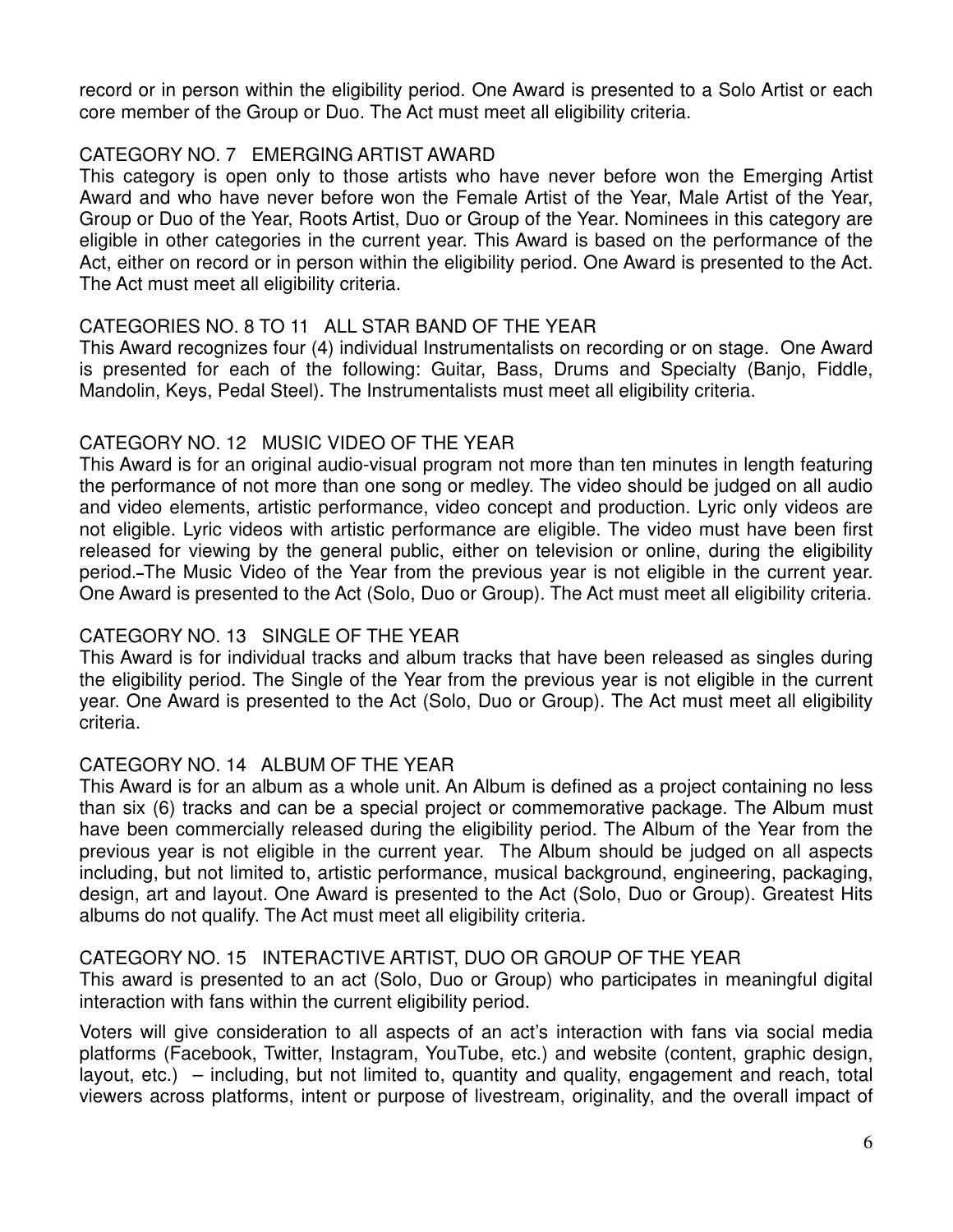record or in person within the eligibility period. One Award is presented to a Solo Artist or each core member of the Group or Duo. The Act must meet all eligibility criteria.

### CATEGORY NO. 7 EMERGING ARTIST AWARD

This category is open only to those artists who have never before won the Emerging Artist Award and who have never before won the Female Artist of the Year, Male Artist of the Year, Group or Duo of the Year, Roots Artist, Duo or Group of the Year. Nominees in this category are eligible in other categories in the current year. This Award is based on the performance of the Act, either on record or in person within the eligibility period. One Award is presented to the Act. The Act must meet all eligibility criteria.

### CATEGORIES NO. 8 TO 11 ALL STAR BAND OF THE YEAR

This Award recognizes four (4) individual Instrumentalists on recording or on stage. One Award is presented for each of the following: Guitar, Bass, Drums and Specialty (Banjo, Fiddle, Mandolin, Keys, Pedal Steel). The Instrumentalists must meet all eligibility criteria.

### CATEGORY NO. 12 MUSIC VIDEO OF THE YEAR

This Award is for an original audio-visual program not more than ten minutes in length featuring the performance of not more than one song or medley. The video should be judged on all audio and video elements, artistic performance, video concept and production. Lyric only videos are not eligible. Lyric videos with artistic performance are eligible. The video must have been first released for viewing by the general public, either on television or online, during the eligibility period. The Music Video of the Year from the previous year is not eligible in the current year. One Award is presented to the Act (Solo, Duo or Group). The Act must meet all eligibility criteria.

### CATEGORY NO. 13 SINGLE OF THE YEAR

This Award is for individual tracks and album tracks that have been released as singles during the eligibility period. The Single of the Year from the previous year is not eligible in the current year. One Award is presented to the Act (Solo, Duo or Group). The Act must meet all eligibility criteria.

### CATEGORY NO. 14 ALBUM OF THE YEAR

This Award is for an album as a whole unit. An Album is defined as a project containing no less than six (6) tracks and can be a special project or commemorative package. The Album must have been commercially released during the eligibility period. The Album of the Year from the previous year is not eligible in the current year. The Album should be judged on all aspects including, but not limited to, artistic performance, musical background, engineering, packaging, design, art and layout. One Award is presented to the Act (Solo, Duo or Group). Greatest Hits albums do not qualify. The Act must meet all eligibility criteria.

### CATEGORY NO. 15 INTERACTIVE ARTIST, DUO OR GROUP OF THE YEAR

This award is presented to an act (Solo, Duo or Group) who participates in meaningful digital interaction with fans within the current eligibility period.

Voters will give consideration to all aspects of an act's interaction with fans via social media platforms (Facebook, Twitter, Instagram, YouTube, etc.) and website (content, graphic design, layout, etc.) – including, but not limited to, quantity and quality, engagement and reach, total viewers across platforms, intent or purpose of livestream, originality, and the overall impact of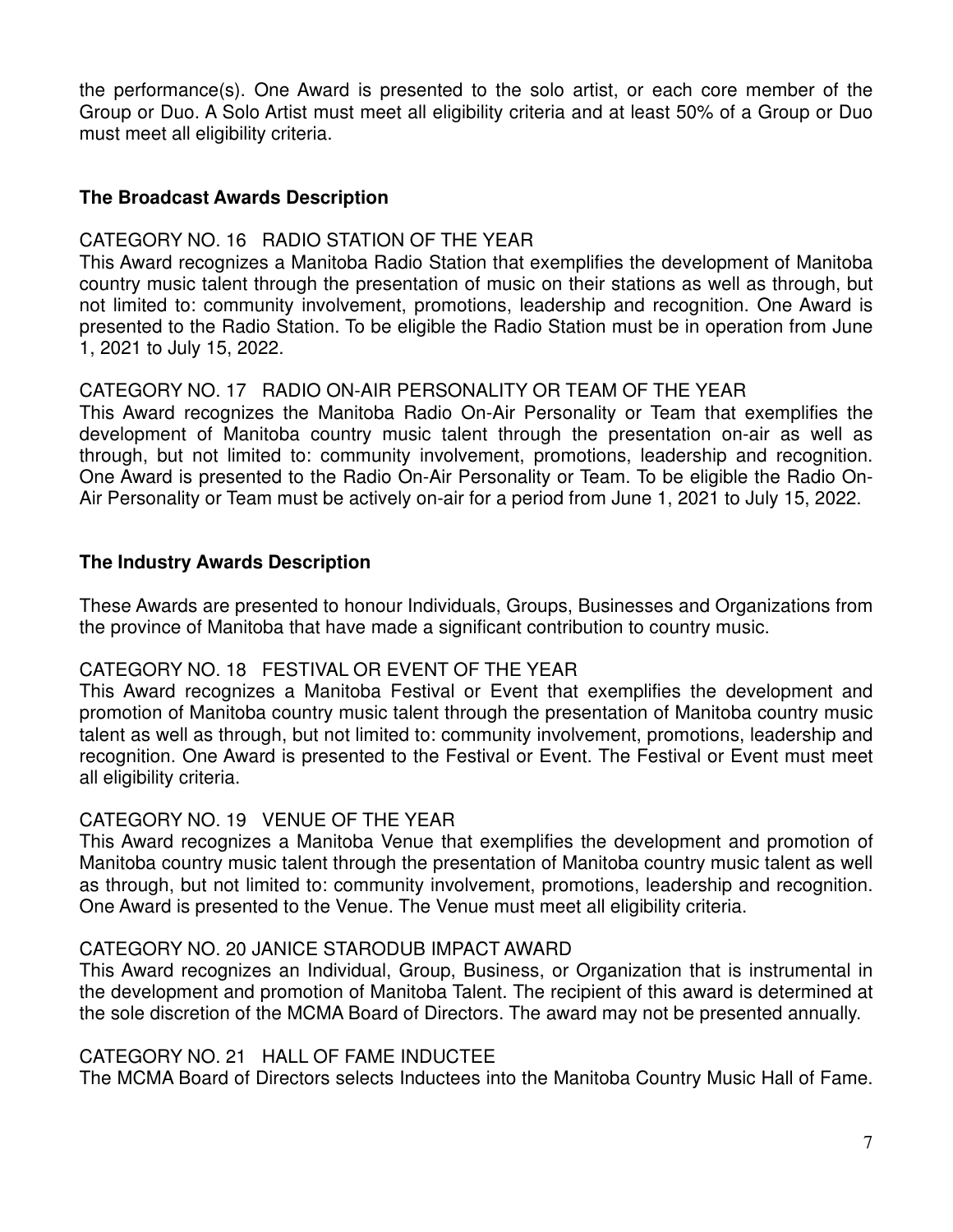the performance(s). One Award is presented to the solo artist, or each core member of the Group or Duo. A Solo Artist must meet all eligibility criteria and at least 50% of a Group or Duo must meet all eligibility criteria.

## The Broadcast Awards Description

CATEGORY NO. 16 RADIO STATION OF THE YEAR

This Award recognizes a Manitoba Radio Station that exemplifies the development of Manitoba country music talent through the presentation of music on their stations as well as through, but not limited to: community involvement, promotions, leadership and recognition. One Award is presented to the Radio Station. To be eligible the Radio Station must be in operation from June 1, 2021 to July 15, 2022.

CATEGORY NO. 17 RADIO ON-AIR PERSONALITY OR TEAM OF THE YEAR

This Award recognizes the Manitoba Radio On-Air Personality or Team that exemplifies the development of Manitoba country music talent through the presentation on-air as well as through, but not limited to: community involvement, promotions, leadership and recognition. One Award is presented to the Radio On-Air Personality or Team. To be eligible the Radio On-Air Personality or Team must be actively on-air for a period from June 1, 2021 to July 15, 2022.

## The Industry Awards Description

These Awards are presented to honour Individuals, Groups, Businesses and Organizations from the province of Manitoba that have made a significant contribution to country music.

CATEGORY NO. 18 FESTIVAL OR EVENT OF THE YEAR

This Award recognizes a Manitoba Festival or Event that exemplifies the development and promotion of Manitoba country music talent through the presentation of Manitoba country music talent as well as through, but not limited to: community involvement, promotions, leadership and recognition. One Award is presented to the Festival or Event. The Festival or Event must meet all eligibility criteria.

CATEGORY NO. 19 VENUE OF THE YEAR

This Award recognizes a Manitoba Venue that exemplifies the development and promotion of Manitoba country music talent through the presentation of Manitoba country music talent as well as through, but not limited to: community involvement, promotions, leadership and recognition. One Award is presented to the Venue. The Venue must meet all eligibility criteria.

CATEGORY NO. 20 JANICE STARODUB IMPACT AWARD

This Award recognizes an Individual, Group, Business, or Organization that is instrumental in the development and promotion of Manitoba Talent. The recipient of this award is determined at the sole discretion of the MCMA Board of Directors. The award may not be presented annually.

CATEGORY NO. 21 HALL OF FAME INDUCTEE

The MCMA Board of Directors selects Inductees into the Manitoba Country Music Hall of Fame.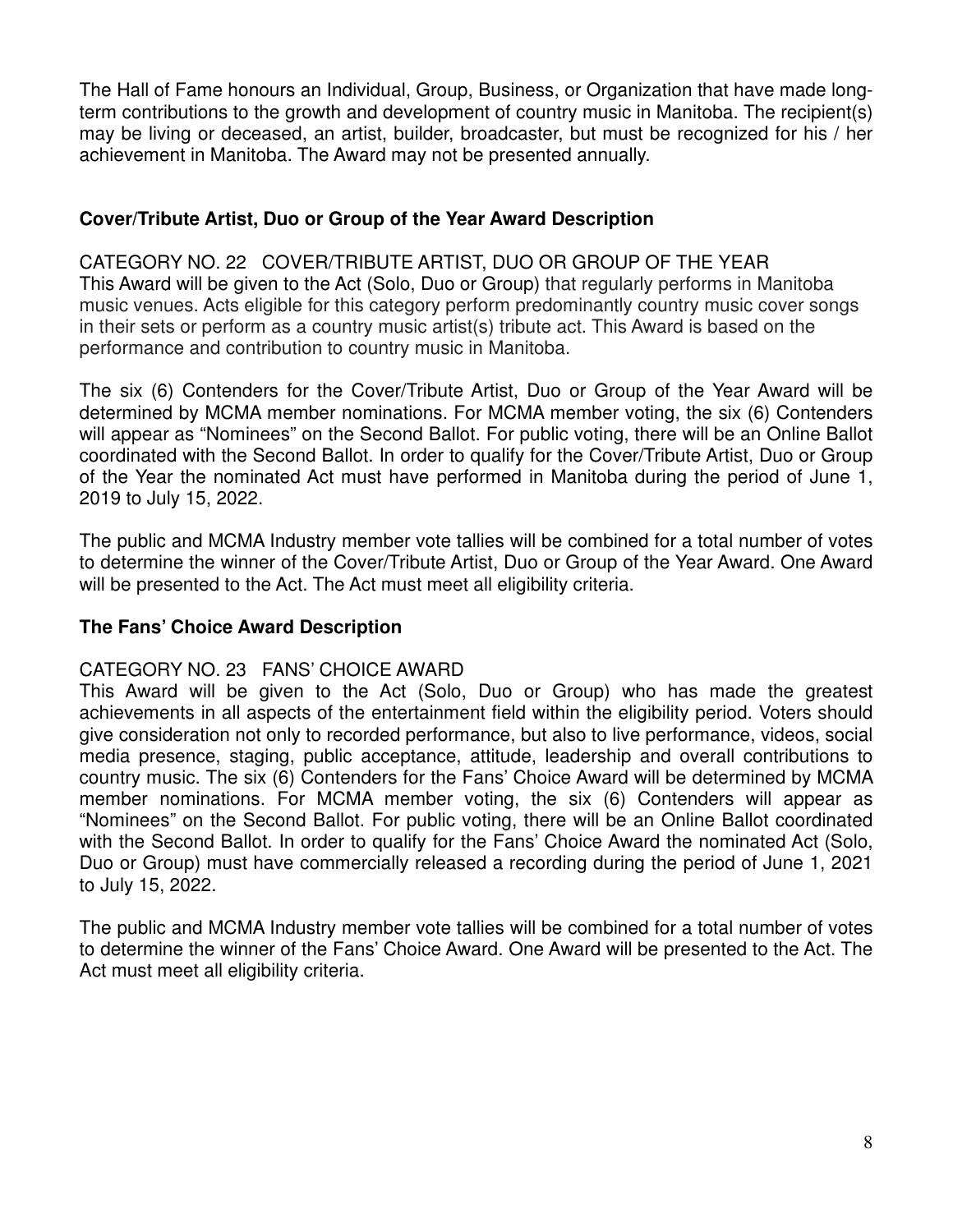The Hall of Fame honours an Individual, Group, Business, or Organization that have made long-term contributions to the growth and development of country music in Manitoba. The recipient(s) may be living or deceased, an artist, builder, broadcaster, but must be recognized for his / her achievement in Manitoba. The Award may not be presented annually.

### Cover/Tribute Artist, Duo or Group of the Year Award Description

CATEGORY NO. 22 COVER/TRIBUTE ARTIST, DUO OR GROUP OF THE YEAR
This Award will be given to the Act (Solo, Duo or Group) that regularly performs in Manitoba music venues. Acts eligible for this category perform predominantly country music cover songs in their sets or perform as a country music artist(s) tribute act. This Award is based on the performance and contribution to country music in Manitoba.

The six (6) Contenders for the Cover/Tribute Artist, Duo or Group of the Year Award will be determined by MCMA member nominations. For MCMA member voting, the six (6) Contenders will appear as "Nominees" on the Second Ballot. For public voting, there will be an Online Ballot coordinated with the Second Ballot. In order to qualify for the Cover/Tribute Artist, Duo or Group of the Year the nominated Act must have performed in Manitoba during the period of June 1, 2019 to July 15, 2022.

The public and MCMA Industry member vote tallies will be combined for a total number of votes to determine the winner of the Cover/Tribute Artist, Duo or Group of the Year Award. One Award will be presented to the Act. The Act must meet all eligibility criteria.

### The Fans' Choice Award Description

CATEGORY NO. 23 FANS' CHOICE AWARD
This Award will be given to the Act (Solo, Duo or Group) who has made the greatest achievements in all aspects of the entertainment field within the eligibility period. Voters should give consideration not only to recorded performance, but also to live performance, videos, social media presence, staging, public acceptance, attitude, leadership and overall contributions to country music. The six (6) Contenders for the Fans' Choice Award will be determined by MCMA member nominations. For MCMA member voting, the six (6) Contenders will appear as "Nominees" on the Second Ballot. For public voting, there will be an Online Ballot coordinated with the Second Ballot. In order to qualify for the Fans' Choice Award the nominated Act (Solo, Duo or Group) must have commercially released a recording during the period of June 1, 2021 to July 15, 2022.

The public and MCMA Industry member vote tallies will be combined for a total number of votes to determine the winner of the Fans' Choice Award. One Award will be presented to the Act. The Act must meet all eligibility criteria.